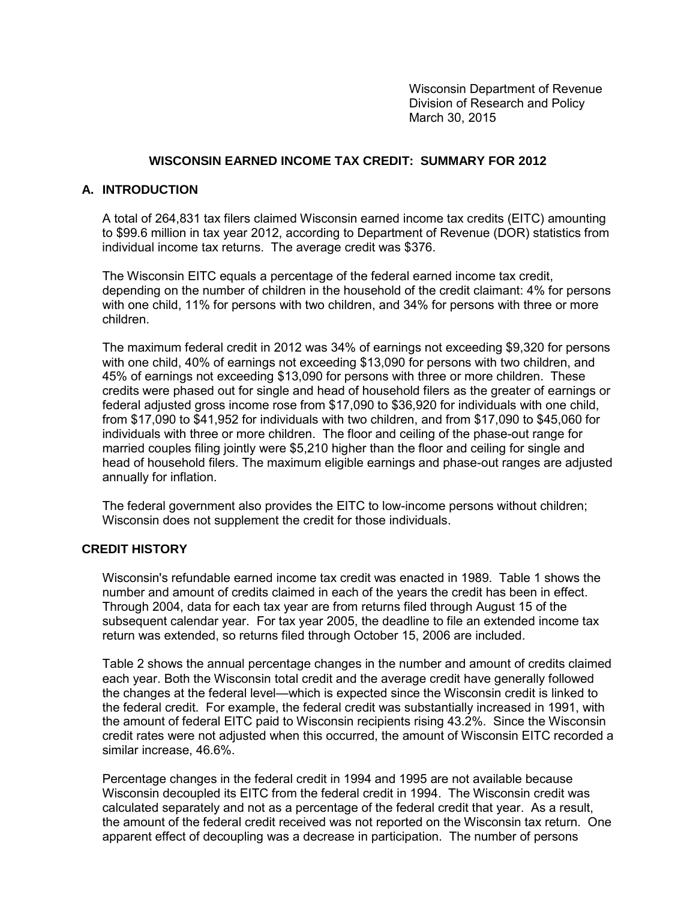Wisconsin Department of Revenue
Division of Research and Policy
March 30, 2015

# WISCONSIN EARNED INCOME TAX CREDIT: SUMMARY FOR 2012

## A. INTRODUCTION

A total of 264,831 tax filers claimed Wisconsin earned income tax credits (EITC) amounting to $99.6 million in tax year 2012, according to Department of Revenue (DOR) statistics from individual income tax returns. The average credit was $376.

The Wisconsin EITC equals a percentage of the federal earned income tax credit, depending on the number of children in the household of the credit claimant: 4% for persons with one child, 11% for persons with two children, and 34% for persons with three or more children.

The maximum federal credit in 2012 was 34% of earnings not exceeding $9,320 for persons with one child, 40% of earnings not exceeding $13,090 for persons with two children, and 45% of earnings not exceeding $13,090 for persons with three or more children. These credits were phased out for single and head of household filers as the greater of earnings or federal adjusted gross income rose from $17,090 to $36,920 for individuals with one child, from $17,090 to $41,952 for individuals with two children, and from $17,090 to $45,060 for individuals with three or more children. The floor and ceiling of the phase-out range for married couples filing jointly were $5,210 higher than the floor and ceiling for single and head of household filers. The maximum eligible earnings and phase-out ranges are adjusted annually for inflation.

The federal government also provides the EITC to low-income persons without children; Wisconsin does not supplement the credit for those individuals.

## CREDIT HISTORY

Wisconsin's refundable earned income tax credit was enacted in 1989. Table 1 shows the number and amount of credits claimed in each of the years the credit has been in effect. Through 2004, data for each tax year are from returns filed through August 15 of the subsequent calendar year. For tax year 2005, the deadline to file an extended income tax return was extended, so returns filed through October 15, 2006 are included.

Table 2 shows the annual percentage changes in the number and amount of credits claimed each year. Both the Wisconsin total credit and the average credit have generally followed the changes at the federal level—which is expected since the Wisconsin credit is linked to the federal credit. For example, the federal credit was substantially increased in 1991, with the amount of federal EITC paid to Wisconsin recipients rising 43.2%. Since the Wisconsin credit rates were not adjusted when this occurred, the amount of Wisconsin EITC recorded a similar increase, 46.6%.

Percentage changes in the federal credit in 1994 and 1995 are not available because Wisconsin decoupled its EITC from the federal credit in 1994. The Wisconsin credit was calculated separately and not as a percentage of the federal credit that year. As a result, the amount of the federal credit received was not reported on the Wisconsin tax return. One apparent effect of decoupling was a decrease in participation. The number of persons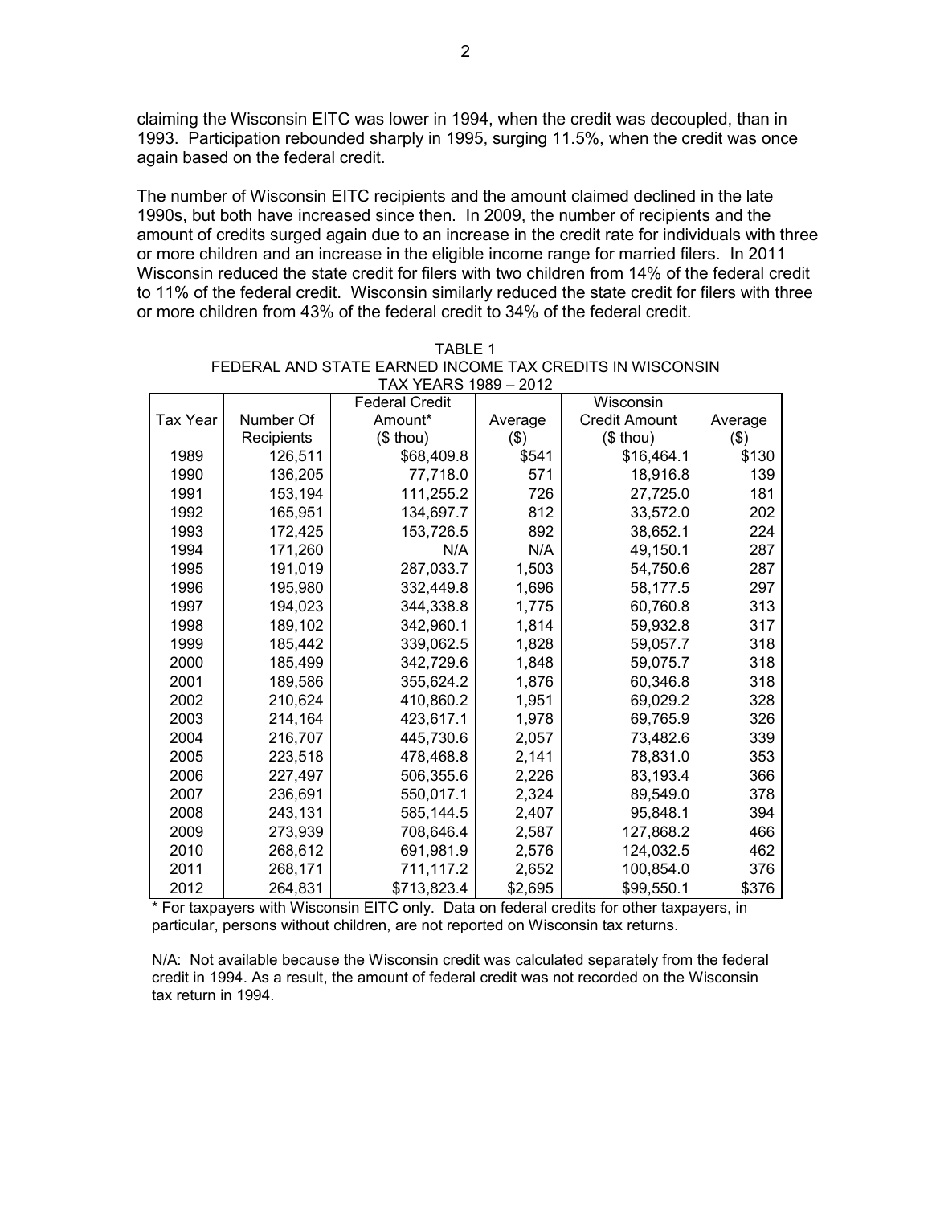claiming the Wisconsin EITC was lower in 1994, when the credit was decoupled, than in 1993. Participation rebounded sharply in 1995, surging 11.5%, when the credit was once again based on the federal credit.

The number of Wisconsin EITC recipients and the amount claimed declined in the late 1990s, but both have increased since then. In 2009, the number of recipients and the amount of credits surged again due to an increase in the credit rate for individuals with three or more children and an increase in the eligible income range for married filers. In 2011 Wisconsin reduced the state credit for filers with two children from 14% of the federal credit to 11% of the federal credit. Wisconsin similarly reduced the state credit for filers with three or more children from 43% of the federal credit to 34% of the federal credit.

TABLE 1
FEDERAL AND STATE EARNED INCOME TAX CREDITS IN WISCONSIN
TAX YEARS 1989 – 2012

| Tax Year | Number Of Recipients | Federal Credit Amount* ($ thou) | Average ($) | Wisconsin Credit Amount ($ thou) | Average ($) |
|---|---|---|---|---|---|
| 1989 | 126,511 | $68,409.8 | $541 | $16,464.1 | $130 |
| 1990 | 136,205 | 77,718.0 | 571 | 18,916.8 | 139 |
| 1991 | 153,194 | 111,255.2 | 726 | 27,725.0 | 181 |
| 1992 | 165,951 | 134,697.7 | 812 | 33,572.0 | 202 |
| 1993 | 172,425 | 153,726.5 | 892 | 38,652.1 | 224 |
| 1994 | 171,260 | N/A | N/A | 49,150.1 | 287 |
| 1995 | 191,019 | 287,033.7 | 1,503 | 54,750.6 | 287 |
| 1996 | 195,980 | 332,449.8 | 1,696 | 58,177.5 | 297 |
| 1997 | 194,023 | 344,338.8 | 1,775 | 60,760.8 | 313 |
| 1998 | 189,102 | 342,960.1 | 1,814 | 59,932.8 | 317 |
| 1999 | 185,442 | 339,062.5 | 1,828 | 59,057.7 | 318 |
| 2000 | 185,499 | 342,729.6 | 1,848 | 59,075.7 | 318 |
| 2001 | 189,586 | 355,624.2 | 1,876 | 60,346.8 | 318 |
| 2002 | 210,624 | 410,860.2 | 1,951 | 69,029.2 | 328 |
| 2003 | 214,164 | 423,617.1 | 1,978 | 69,765.9 | 326 |
| 2004 | 216,707 | 445,730.6 | 2,057 | 73,482.6 | 339 |
| 2005 | 223,518 | 478,468.8 | 2,141 | 78,831.0 | 353 |
| 2006 | 227,497 | 506,355.6 | 2,226 | 83,193.4 | 366 |
| 2007 | 236,691 | 550,017.1 | 2,324 | 89,549.0 | 378 |
| 2008 | 243,131 | 585,144.5 | 2,407 | 95,848.1 | 394 |
| 2009 | 273,939 | 708,646.4 | 2,587 | 127,868.2 | 466 |
| 2010 | 268,612 | 691,981.9 | 2,576 | 124,032.5 | 462 |
| 2011 | 268,171 | 711,117.2 | 2,652 | 100,854.0 | 376 |
| 2012 | 264,831 | $713,823.4 | $2,695 | $99,550.1 | $376 |

* For taxpayers with Wisconsin EITC only. Data on federal credits for other taxpayers, in particular, persons without children, are not reported on Wisconsin tax returns.

N/A: Not available because the Wisconsin credit was calculated separately from the federal credit in 1994. As a result, the amount of federal credit was not recorded on the Wisconsin tax return in 1994.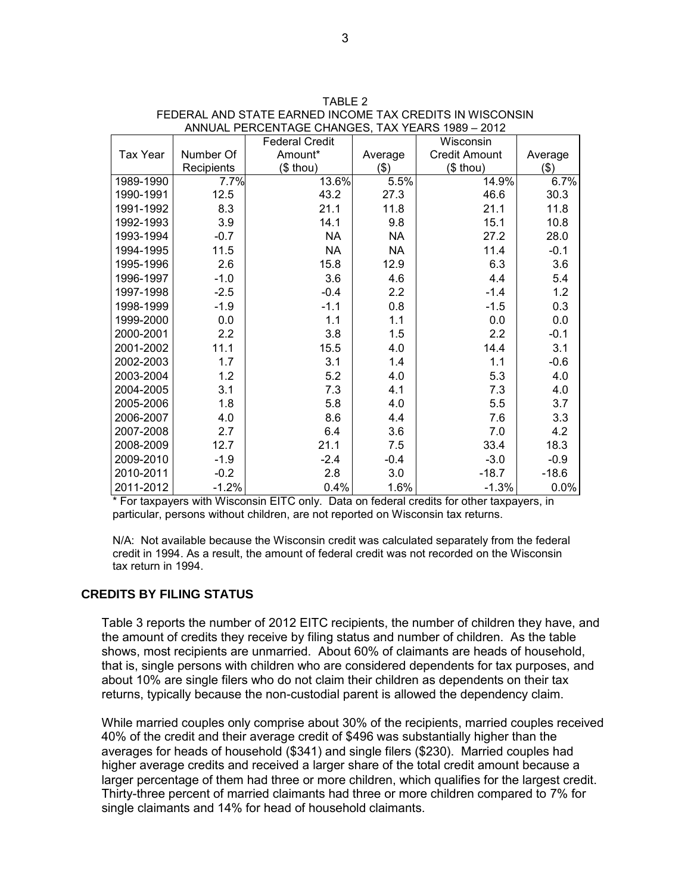TABLE 2
FEDERAL AND STATE EARNED INCOME TAX CREDITS IN WISCONSIN
ANNUAL PERCENTAGE CHANGES, TAX YEARS 1989 – 2012

| Tax Year | Number Of Recipients | Federal Credit Amount* ($ thou) | Average ($) | Wisconsin Credit Amount ($ thou) | Average ($) |
|---|---|---|---|---|---|
| 1989-1990 | 7.7% | 13.6% | 5.5% | 14.9% | 6.7% |
| 1990-1991 | 12.5 | 43.2 | 27.3 | 46.6 | 30.3 |
| 1991-1992 | 8.3 | 21.1 | 11.8 | 21.1 | 11.8 |
| 1992-1993 | 3.9 | 14.1 | 9.8 | 15.1 | 10.8 |
| 1993-1994 | -0.7 | NA | NA | 27.2 | 28.0 |
| 1994-1995 | 11.5 | NA | NA | 11.4 | -0.1 |
| 1995-1996 | 2.6 | 15.8 | 12.9 | 6.3 | 3.6 |
| 1996-1997 | -1.0 | 3.6 | 4.6 | 4.4 | 5.4 |
| 1997-1998 | -2.5 | -0.4 | 2.2 | -1.4 | 1.2 |
| 1998-1999 | -1.9 | -1.1 | 0.8 | -1.5 | 0.3 |
| 1999-2000 | 0.0 | 1.1 | 1.1 | 0.0 | 0.0 |
| 2000-2001 | 2.2 | 3.8 | 1.5 | 2.2 | -0.1 |
| 2001-2002 | 11.1 | 15.5 | 4.0 | 14.4 | 3.1 |
| 2002-2003 | 1.7 | 3.1 | 1.4 | 1.1 | -0.6 |
| 2003-2004 | 1.2 | 5.2 | 4.0 | 5.3 | 4.0 |
| 2004-2005 | 3.1 | 7.3 | 4.1 | 7.3 | 4.0 |
| 2005-2006 | 1.8 | 5.8 | 4.0 | 5.5 | 3.7 |
| 2006-2007 | 4.0 | 8.6 | 4.4 | 7.6 | 3.3 |
| 2007-2008 | 2.7 | 6.4 | 3.6 | 7.0 | 4.2 |
| 2008-2009 | 12.7 | 21.1 | 7.5 | 33.4 | 18.3 |
| 2009-2010 | -1.9 | -2.4 | -0.4 | -3.0 | -0.9 |
| 2010-2011 | -0.2 | 2.8 | 3.0 | -18.7 | -18.6 |
| 2011-2012 | -1.2% | 0.4% | 1.6% | -1.3% | 0.0% |

* For taxpayers with Wisconsin EITC only. Data on federal credits for other taxpayers, in particular, persons without children, are not reported on Wisconsin tax returns.

N/A: Not available because the Wisconsin credit was calculated separately from the federal credit in 1994. As a result, the amount of federal credit was not recorded on the Wisconsin tax return in 1994.

## CREDITS BY FILING STATUS

Table 3 reports the number of 2012 EITC recipients, the number of children they have, and the amount of credits they receive by filing status and number of children. As the table shows, most recipients are unmarried. About 60% of claimants are heads of household, that is, single persons with children who are considered dependents for tax purposes, and about 10% are single filers who do not claim their children as dependents on their tax returns, typically because the non-custodial parent is allowed the dependency claim.

While married couples only comprise about 30% of the recipients, married couples received 40% of the credit and their average credit of $496 was substantially higher than the averages for heads of household ($341) and single filers ($230). Married couples had higher average credits and received a larger share of the total credit amount because a larger percentage of them had three or more children, which qualifies for the largest credit. Thirty-three percent of married claimants had three or more children compared to 7% for single claimants and 14% for head of household claimants.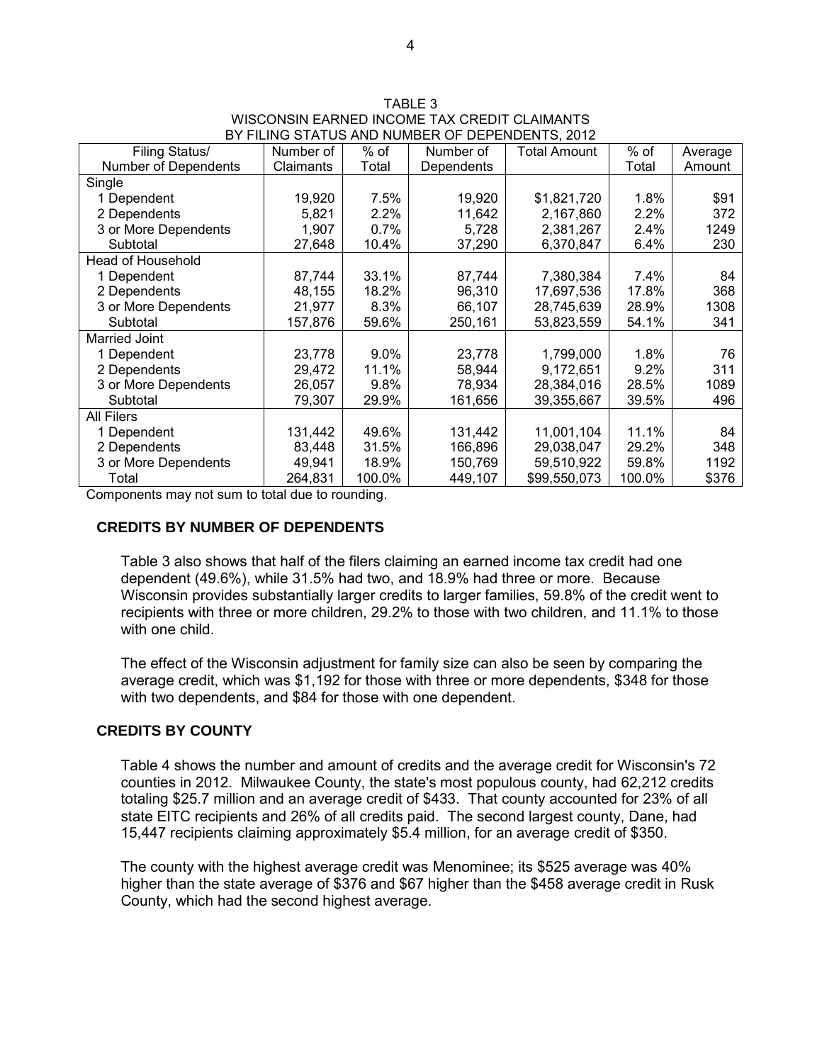TABLE 3
WISCONSIN EARNED INCOME TAX CREDIT CLAIMANTS
BY FILING STATUS AND NUMBER OF DEPENDENTS, 2012

| Filing Status/ Number of Dependents | Number of Claimants | % of Total | Number of Dependents | Total Amount | % of Total | Average Amount |
|---|---|---|---|---|---|---|
| Single | | | | | | |
| 1 Dependent | 19,920 | 7.5% | 19,920 | $1,821,720 | 1.8% | $91 |
| 2 Dependents | 5,821 | 2.2% | 11,642 | 2,167,860 | 2.2% | 372 |
| 3 or More Dependents | 1,907 | 0.7% | 5,728 | 2,381,267 | 2.4% | 1249 |
| Subtotal | 27,648 | 10.4% | 37,290 | 6,370,847 | 6.4% | 230 |
| Head of Household | | | | | | |
| 1 Dependent | 87,744 | 33.1% | 87,744 | 7,380,384 | 7.4% | 84 |
| 2 Dependents | 48,155 | 18.2% | 96,310 | 17,697,536 | 17.8% | 368 |
| 3 or More Dependents | 21,977 | 8.3% | 66,107 | 28,745,639 | 28.9% | 1308 |
| Subtotal | 157,876 | 59.6% | 250,161 | 53,823,559 | 54.1% | 341 |
| Married Joint | | | | | | |
| 1 Dependent | 23,778 | 9.0% | 23,778 | 1,799,000 | 1.8% | 76 |
| 2 Dependents | 29,472 | 11.1% | 58,944 | 9,172,651 | 9.2% | 311 |
| 3 or More Dependents | 26,057 | 9.8% | 78,934 | 28,384,016 | 28.5% | 1089 |
| Subtotal | 79,307 | 29.9% | 161,656 | 39,355,667 | 39.5% | 496 |
| All Filers | | | | | | |
| 1 Dependent | 131,442 | 49.6% | 131,442 | 11,001,104 | 11.1% | 84 |
| 2 Dependents | 83,448 | 31.5% | 166,896 | 29,038,047 | 29.2% | 348 |
| 3 or More Dependents | 49,941 | 18.9% | 150,769 | 59,510,922 | 59.8% | 1192 |
| Total | 264,831 | 100.0% | 449,107 | $99,550,073 | 100.0% | $376 |

Components may not sum to total due to rounding.

## CREDITS BY NUMBER OF DEPENDENTS

Table 3 also shows that half of the filers claiming an earned income tax credit had one dependent (49.6%), while 31.5% had two, and 18.9% had three or more. Because Wisconsin provides substantially larger credits to larger families, 59.8% of the credit went to recipients with three or more children, 29.2% to those with two children, and 11.1% to those with one child.

The effect of the Wisconsin adjustment for family size can also be seen by comparing the average credit, which was $1,192 for those with three or more dependents, $348 for those with two dependents, and $84 for those with one dependent.

## CREDITS BY COUNTY

Table 4 shows the number and amount of credits and the average credit for Wisconsin's 72 counties in 2012. Milwaukee County, the state's most populous county, had 62,212 credits totaling $25.7 million and an average credit of $433. That county accounted for 23% of all state EITC recipients and 26% of all credits paid. The second largest county, Dane, had 15,447 recipients claiming approximately $5.4 million, for an average credit of $350.

The county with the highest average credit was Menominee; its $525 average was 40% higher than the state average of $376 and $67 higher than the $458 average credit in Rusk County, which had the second highest average.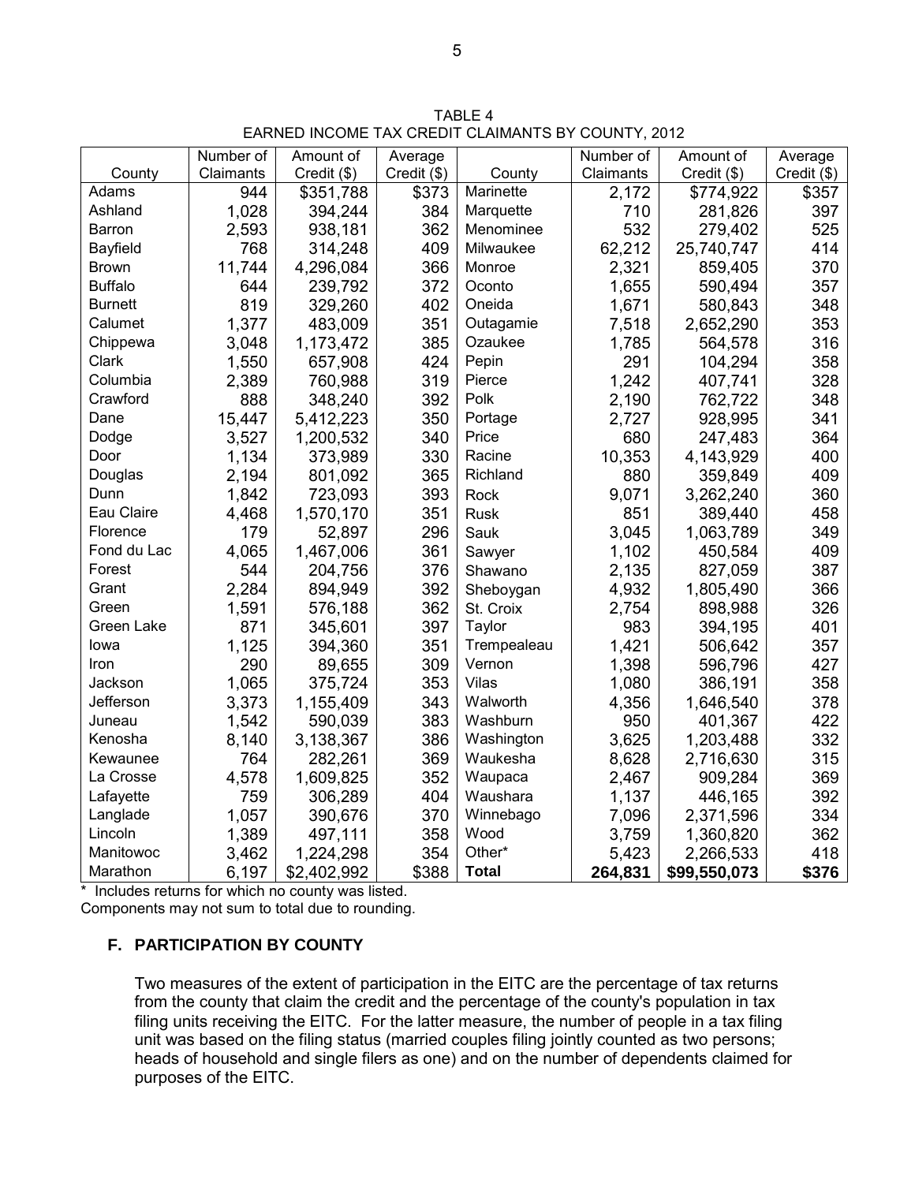TABLE 4
EARNED INCOME TAX CREDIT CLAIMANTS BY COUNTY, 2012

| County | Number of Claimants | Amount of Credit ($) | Average Credit ($) | County | Number of Claimants | Amount of Credit ($) | Average Credit ($) |
|---|---|---|---|---|---|---|---|
| Adams | 944 | $351,788 | $373 | Marinette | 2,172 | $774,922 | $357 |
| Ashland | 1,028 | 394,244 | 384 | Marquette | 710 | 281,826 | 397 |
| Barron | 2,593 | 938,181 | 362 | Menominee | 532 | 279,402 | 525 |
| Bayfield | 768 | 314,248 | 409 | Milwaukee | 62,212 | 25,740,747 | 414 |
| Brown | 11,744 | 4,296,084 | 366 | Monroe | 2,321 | 859,405 | 370 |
| Buffalo | 644 | 239,792 | 372 | Oconto | 1,655 | 590,494 | 357 |
| Burnett | 819 | 329,260 | 402 | Oneida | 1,671 | 580,843 | 348 |
| Calumet | 1,377 | 483,009 | 351 | Outagamie | 7,518 | 2,652,290 | 353 |
| Chippewa | 3,048 | 1,173,472 | 385 | Ozaukee | 1,785 | 564,578 | 316 |
| Clark | 1,550 | 657,908 | 424 | Pepin | 291 | 104,294 | 358 |
| Columbia | 2,389 | 760,988 | 319 | Pierce | 1,242 | 407,741 | 328 |
| Crawford | 888 | 348,240 | 392 | Polk | 2,190 | 762,722 | 348 |
| Dane | 15,447 | 5,412,223 | 350 | Portage | 2,727 | 928,995 | 341 |
| Dodge | 3,527 | 1,200,532 | 340 | Price | 680 | 247,483 | 364 |
| Door | 1,134 | 373,989 | 330 | Racine | 10,353 | 4,143,929 | 400 |
| Douglas | 2,194 | 801,092 | 365 | Richland | 880 | 359,849 | 409 |
| Dunn | 1,842 | 723,093 | 393 | Rock | 9,071 | 3,262,240 | 360 |
| Eau Claire | 4,468 | 1,570,170 | 351 | Rusk | 851 | 389,440 | 458 |
| Florence | 179 | 52,897 | 296 | Sauk | 3,045 | 1,063,789 | 349 |
| Fond du Lac | 4,065 | 1,467,006 | 361 | Sawyer | 1,102 | 450,584 | 409 |
| Forest | 544 | 204,756 | 376 | Shawano | 2,135 | 827,059 | 387 |
| Grant | 2,284 | 894,949 | 392 | Sheboygan | 4,932 | 1,805,490 | 366 |
| Green | 1,591 | 576,188 | 362 | St. Croix | 2,754 | 898,988 | 326 |
| Green Lake | 871 | 345,601 | 397 | Taylor | 983 | 394,195 | 401 |
| Iowa | 1,125 | 394,360 | 351 | Trempealeau | 1,421 | 506,642 | 357 |
| Iron | 290 | 89,655 | 309 | Vernon | 1,398 | 596,796 | 427 |
| Jackson | 1,065 | 375,724 | 353 | Vilas | 1,080 | 386,191 | 358 |
| Jefferson | 3,373 | 1,155,409 | 343 | Walworth | 4,356 | 1,646,540 | 378 |
| Juneau | 1,542 | 590,039 | 383 | Washburn | 950 | 401,367 | 422 |
| Kenosha | 8,140 | 3,138,367 | 386 | Washington | 3,625 | 1,203,488 | 332 |
| Kewaunee | 764 | 282,261 | 369 | Waukesha | 8,628 | 2,716,630 | 315 |
| La Crosse | 4,578 | 1,609,825 | 352 | Waupaca | 2,467 | 909,284 | 369 |
| Lafayette | 759 | 306,289 | 404 | Waushara | 1,137 | 446,165 | 392 |
| Langlade | 1,057 | 390,676 | 370 | Winnebago | 7,096 | 2,371,596 | 334 |
| Lincoln | 1,389 | 497,111 | 358 | Wood | 3,759 | 1,360,820 | 362 |
| Manitowoc | 3,462 | 1,224,298 | 354 | Other* | 5,423 | 2,266,533 | 418 |
| Marathon | 6,197 | $2,402,992 | $388 | **Total** | **264,831** | **$99,550,073** | **$376** |

\* Includes returns for which no county was listed.
Components may not sum to total due to rounding.

### F. PARTICIPATION BY COUNTY

Two measures of the extent of participation in the EITC are the percentage of tax returns from the county that claim the credit and the percentage of the county's population in tax filing units receiving the EITC. For the latter measure, the number of people in a tax filing unit was based on the filing status (married couples filing jointly counted as two persons; heads of household and single filers as one) and on the number of dependents claimed for purposes of the EITC.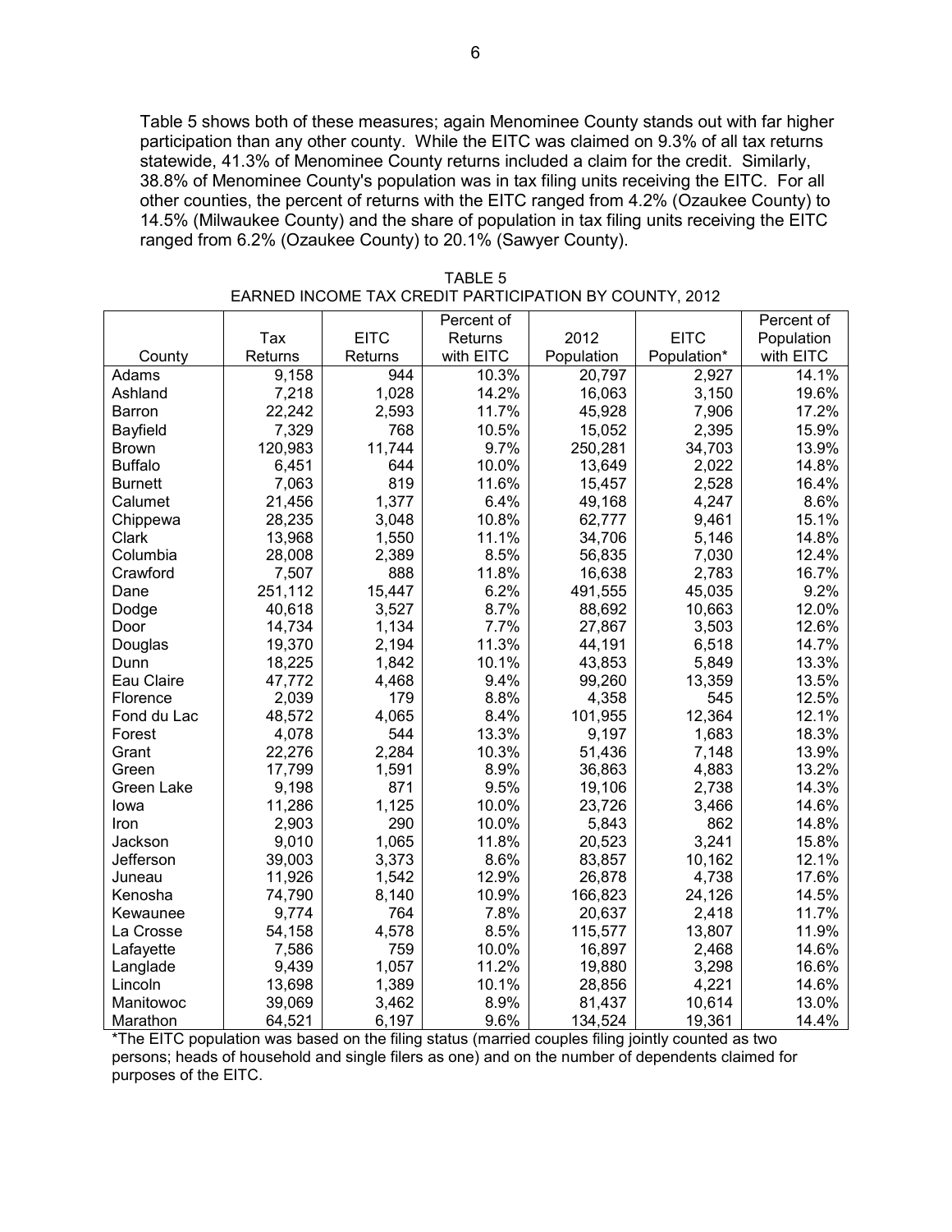Table 5 shows both of these measures; again Menominee County stands out with far higher participation than any other county. While the EITC was claimed on 9.3% of all tax returns statewide, 41.3% of Menominee County returns included a claim for the credit. Similarly, 38.8% of Menominee County's population was in tax filing units receiving the EITC. For all other counties, the percent of returns with the EITC ranged from 4.2% (Ozaukee County) to 14.5% (Milwaukee County) and the share of population in tax filing units receiving the EITC ranged from 6.2% (Ozaukee County) to 20.1% (Sawyer County).

TABLE 5
EARNED INCOME TAX CREDIT PARTICIPATION BY COUNTY, 2012

| County | Tax Returns | EITC Returns | Percent of Returns with EITC | 2012 Population | EITC Population* | Percent of Population with EITC |
|---|---|---|---|---|---|---|
| Adams | 9,158 | 944 | 10.3% | 20,797 | 2,927 | 14.1% |
| Ashland | 7,218 | 1,028 | 14.2% | 16,063 | 3,150 | 19.6% |
| Barron | 22,242 | 2,593 | 11.7% | 45,928 | 7,906 | 17.2% |
| Bayfield | 7,329 | 768 | 10.5% | 15,052 | 2,395 | 15.9% |
| Brown | 120,983 | 11,744 | 9.7% | 250,281 | 34,703 | 13.9% |
| Buffalo | 6,451 | 644 | 10.0% | 13,649 | 2,022 | 14.8% |
| Burnett | 7,063 | 819 | 11.6% | 15,457 | 2,528 | 16.4% |
| Calumet | 21,456 | 1,377 | 6.4% | 49,168 | 4,247 | 8.6% |
| Chippewa | 28,235 | 3,048 | 10.8% | 62,777 | 9,461 | 15.1% |
| Clark | 13,968 | 1,550 | 11.1% | 34,706 | 5,146 | 14.8% |
| Columbia | 28,008 | 2,389 | 8.5% | 56,835 | 7,030 | 12.4% |
| Crawford | 7,507 | 888 | 11.8% | 16,638 | 2,783 | 16.7% |
| Dane | 251,112 | 15,447 | 6.2% | 491,555 | 45,035 | 9.2% |
| Dodge | 40,618 | 3,527 | 8.7% | 88,692 | 10,663 | 12.0% |
| Door | 14,734 | 1,134 | 7.7% | 27,867 | 3,503 | 12.6% |
| Douglas | 19,370 | 2,194 | 11.3% | 44,191 | 6,518 | 14.7% |
| Dunn | 18,225 | 1,842 | 10.1% | 43,853 | 5,849 | 13.3% |
| Eau Claire | 47,772 | 4,468 | 9.4% | 99,260 | 13,359 | 13.5% |
| Florence | 2,039 | 179 | 8.8% | 4,358 | 545 | 12.5% |
| Fond du Lac | 48,572 | 4,065 | 8.4% | 101,955 | 12,364 | 12.1% |
| Forest | 4,078 | 544 | 13.3% | 9,197 | 1,683 | 18.3% |
| Grant | 22,276 | 2,284 | 10.3% | 51,436 | 7,148 | 13.9% |
| Green | 17,799 | 1,591 | 8.9% | 36,863 | 4,883 | 13.2% |
| Green Lake | 9,198 | 871 | 9.5% | 19,106 | 2,738 | 14.3% |
| Iowa | 11,286 | 1,125 | 10.0% | 23,726 | 3,466 | 14.6% |
| Iron | 2,903 | 290 | 10.0% | 5,843 | 862 | 14.8% |
| Jackson | 9,010 | 1,065 | 11.8% | 20,523 | 3,241 | 15.8% |
| Jefferson | 39,003 | 3,373 | 8.6% | 83,857 | 10,162 | 12.1% |
| Juneau | 11,926 | 1,542 | 12.9% | 26,878 | 4,738 | 17.6% |
| Kenosha | 74,790 | 8,140 | 10.9% | 166,823 | 24,126 | 14.5% |
| Kewaunee | 9,774 | 764 | 7.8% | 20,637 | 2,418 | 11.7% |
| La Crosse | 54,158 | 4,578 | 8.5% | 115,577 | 13,807 | 11.9% |
| Lafayette | 7,586 | 759 | 10.0% | 16,897 | 2,468 | 14.6% |
| Langlade | 9,439 | 1,057 | 11.2% | 19,880 | 3,298 | 16.6% |
| Lincoln | 13,698 | 1,389 | 10.1% | 28,856 | 4,221 | 14.6% |
| Manitowoc | 39,069 | 3,462 | 8.9% | 81,437 | 10,614 | 13.0% |
| Marathon | 64,521 | 6,197 | 9.6% | 134,524 | 19,361 | 14.4% |

*The EITC population was based on the filing status (married couples filing jointly counted as two persons; heads of household and single filers as one) and on the number of dependents claimed for purposes of the EITC.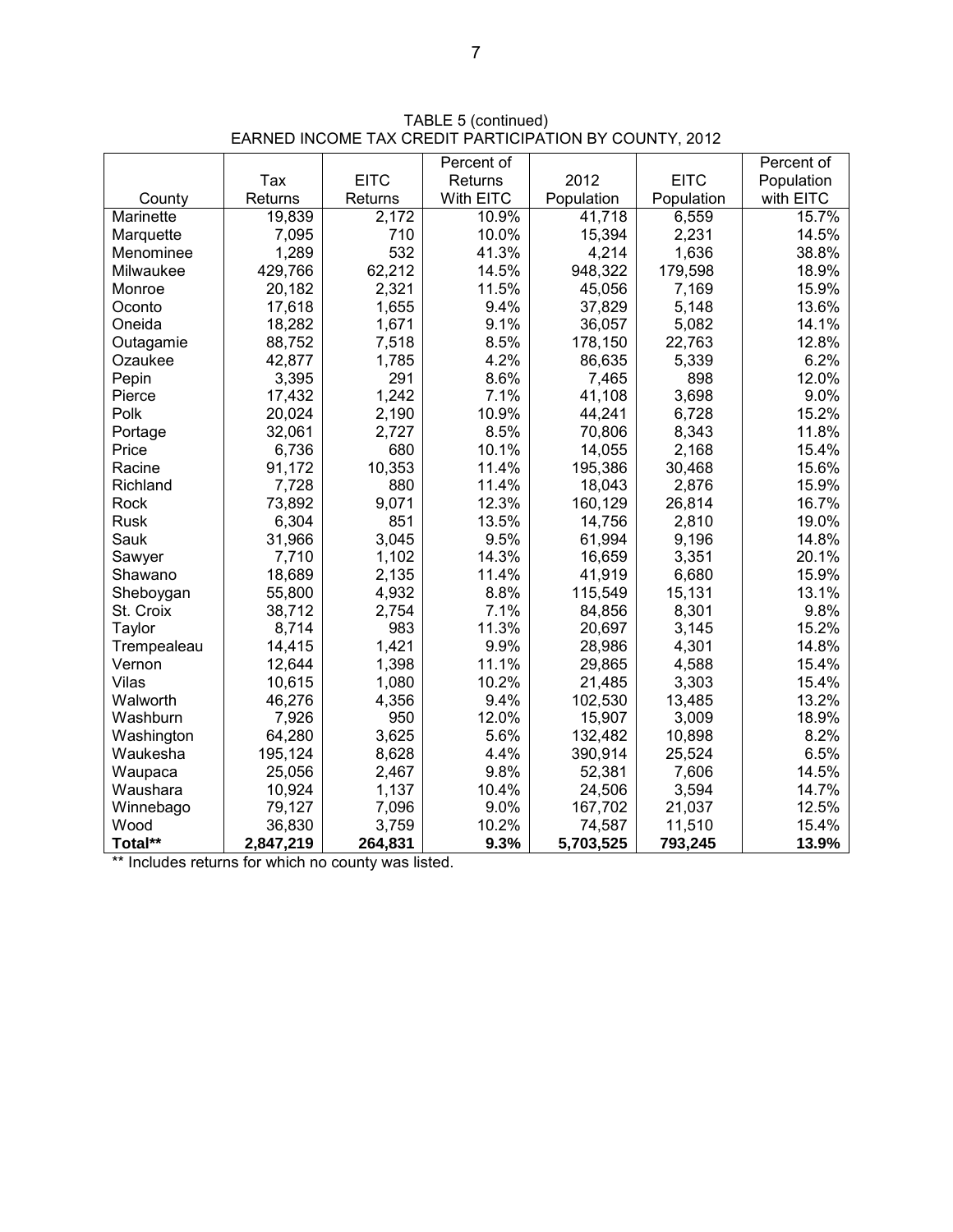TABLE 5 (continued)
EARNED INCOME TAX CREDIT PARTICIPATION BY COUNTY, 2012

| County | Tax Returns | EITC Returns | Percent of Returns With EITC | 2012 Population | EITC Population | Percent of Population with EITC |
|---|---|---|---|---|---|---|
| Marinette | 19,839 | 2,172 | 10.9% | 41,718 | 6,559 | 15.7% |
| Marquette | 7,095 | 710 | 10.0% | 15,394 | 2,231 | 14.5% |
| Menominee | 1,289 | 532 | 41.3% | 4,214 | 1,636 | 38.8% |
| Milwaukee | 429,766 | 62,212 | 14.5% | 948,322 | 179,598 | 18.9% |
| Monroe | 20,182 | 2,321 | 11.5% | 45,056 | 7,169 | 15.9% |
| Oconto | 17,618 | 1,655 | 9.4% | 37,829 | 5,148 | 13.6% |
| Oneida | 18,282 | 1,671 | 9.1% | 36,057 | 5,082 | 14.1% |
| Outagamie | 88,752 | 7,518 | 8.5% | 178,150 | 22,763 | 12.8% |
| Ozaukee | 42,877 | 1,785 | 4.2% | 86,635 | 5,339 | 6.2% |
| Pepin | 3,395 | 291 | 8.6% | 7,465 | 898 | 12.0% |
| Pierce | 17,432 | 1,242 | 7.1% | 41,108 | 3,698 | 9.0% |
| Polk | 20,024 | 2,190 | 10.9% | 44,241 | 6,728 | 15.2% |
| Portage | 32,061 | 2,727 | 8.5% | 70,806 | 8,343 | 11.8% |
| Price | 6,736 | 680 | 10.1% | 14,055 | 2,168 | 15.4% |
| Racine | 91,172 | 10,353 | 11.4% | 195,386 | 30,468 | 15.6% |
| Richland | 7,728 | 880 | 11.4% | 18,043 | 2,876 | 15.9% |
| Rock | 73,892 | 9,071 | 12.3% | 160,129 | 26,814 | 16.7% |
| Rusk | 6,304 | 851 | 13.5% | 14,756 | 2,810 | 19.0% |
| Sauk | 31,966 | 3,045 | 9.5% | 61,994 | 9,196 | 14.8% |
| Sawyer | 7,710 | 1,102 | 14.3% | 16,659 | 3,351 | 20.1% |
| Shawano | 18,689 | 2,135 | 11.4% | 41,919 | 6,680 | 15.9% |
| Sheboygan | 55,800 | 4,932 | 8.8% | 115,549 | 15,131 | 13.1% |
| St. Croix | 38,712 | 2,754 | 7.1% | 84,856 | 8,301 | 9.8% |
| Taylor | 8,714 | 983 | 11.3% | 20,697 | 3,145 | 15.2% |
| Trempealeau | 14,415 | 1,421 | 9.9% | 28,986 | 4,301 | 14.8% |
| Vernon | 12,644 | 1,398 | 11.1% | 29,865 | 4,588 | 15.4% |
| Vilas | 10,615 | 1,080 | 10.2% | 21,485 | 3,303 | 15.4% |
| Walworth | 46,276 | 4,356 | 9.4% | 102,530 | 13,485 | 13.2% |
| Washburn | 7,926 | 950 | 12.0% | 15,907 | 3,009 | 18.9% |
| Washington | 64,280 | 3,625 | 5.6% | 132,482 | 10,898 | 8.2% |
| Waukesha | 195,124 | 8,628 | 4.4% | 390,914 | 25,524 | 6.5% |
| Waupaca | 25,056 | 2,467 | 9.8% | 52,381 | 7,606 | 14.5% |
| Waushara | 10,924 | 1,137 | 10.4% | 24,506 | 3,594 | 14.7% |
| Winnebago | 79,127 | 7,096 | 9.0% | 167,702 | 21,037 | 12.5% |
| Wood | 36,830 | 3,759 | 10.2% | 74,587 | 11,510 | 15.4% |
| **Total**** | **2,847,219** | **264,831** | **9.3%** | **5,703,525** | **793,245** | **13.9%** |

** Includes returns for which no county was listed.